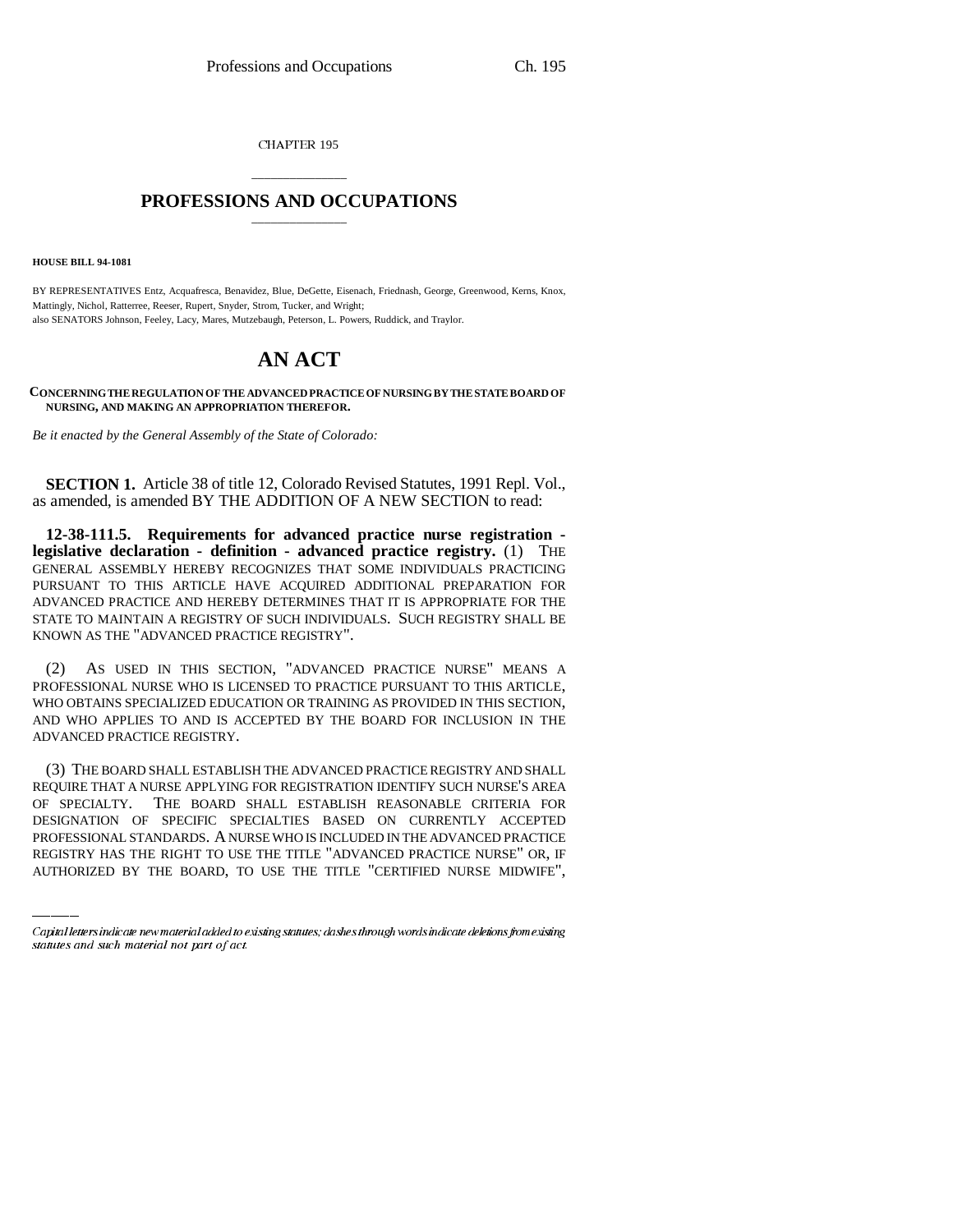CHAPTER 195

# PROFESSIONS AND OCCUPATIONS

**HOUSE BILL 94-1081**

BY REPRESENTATIVES Entz, Acquafresca, Benavidez, Blue, DeGette, Eisenach, Friednash, George, Greenwood, Kerns, Knox, Mattingly, Nichol, Ratterree, Reeser, Rupert, Snyder, Strom, Tucker, and Wright;
also SENATORS Johnson, Feeley, Lacy, Mares, Mutzebaugh, Peterson, L. Powers, Ruddick, and Traylor.

# AN ACT

**CONCERNING THE REGULATION OF THE ADVANCED PRACTICE OF NURSING BY THE STATE BOARD OF NURSING, AND MAKING AN APPROPRIATION THEREFOR.**

*Be it enacted by the General Assembly of the State of Colorado:*

**SECTION 1.** Article 38 of title 12, Colorado Revised Statutes, 1991 Repl. Vol., as amended, is amended BY THE ADDITION OF A NEW SECTION to read:

**12-38-111.5. Requirements for advanced practice nurse registration - legislative declaration - definition - advanced practice registry.** (1) THE GENERAL ASSEMBLY HEREBY RECOGNIZES THAT SOME INDIVIDUALS PRACTICING PURSUANT TO THIS ARTICLE HAVE ACQUIRED ADDITIONAL PREPARATION FOR ADVANCED PRACTICE AND HEREBY DETERMINES THAT IT IS APPROPRIATE FOR THE STATE TO MAINTAIN A REGISTRY OF SUCH INDIVIDUALS. SUCH REGISTRY SHALL BE KNOWN AS THE "ADVANCED PRACTICE REGISTRY".

(2) AS USED IN THIS SECTION, "ADVANCED PRACTICE NURSE" MEANS A PROFESSIONAL NURSE WHO IS LICENSED TO PRACTICE PURSUANT TO THIS ARTICLE, WHO OBTAINS SPECIALIZED EDUCATION OR TRAINING AS PROVIDED IN THIS SECTION, AND WHO APPLIES TO AND IS ACCEPTED BY THE BOARD FOR INCLUSION IN THE ADVANCED PRACTICE REGISTRY.

(3) THE BOARD SHALL ESTABLISH THE ADVANCED PRACTICE REGISTRY AND SHALL REQUIRE THAT A NURSE APPLYING FOR REGISTRATION IDENTIFY SUCH NURSE'S AREA OF SPECIALTY. THE BOARD SHALL ESTABLISH REASONABLE CRITERIA FOR DESIGNATION OF SPECIFIC SPECIALTIES BASED ON CURRENTLY ACCEPTED PROFESSIONAL STANDARDS. A NURSE WHO IS INCLUDED IN THE ADVANCED PRACTICE REGISTRY HAS THE RIGHT TO USE THE TITLE "ADVANCED PRACTICE NURSE" OR, IF AUTHORIZED BY THE BOARD, TO USE THE TITLE "CERTIFIED NURSE MIDWIFE",

*Capital letters indicate new material added to existing statutes; dashes through words indicate deletions from existing statutes and such material not part of act.*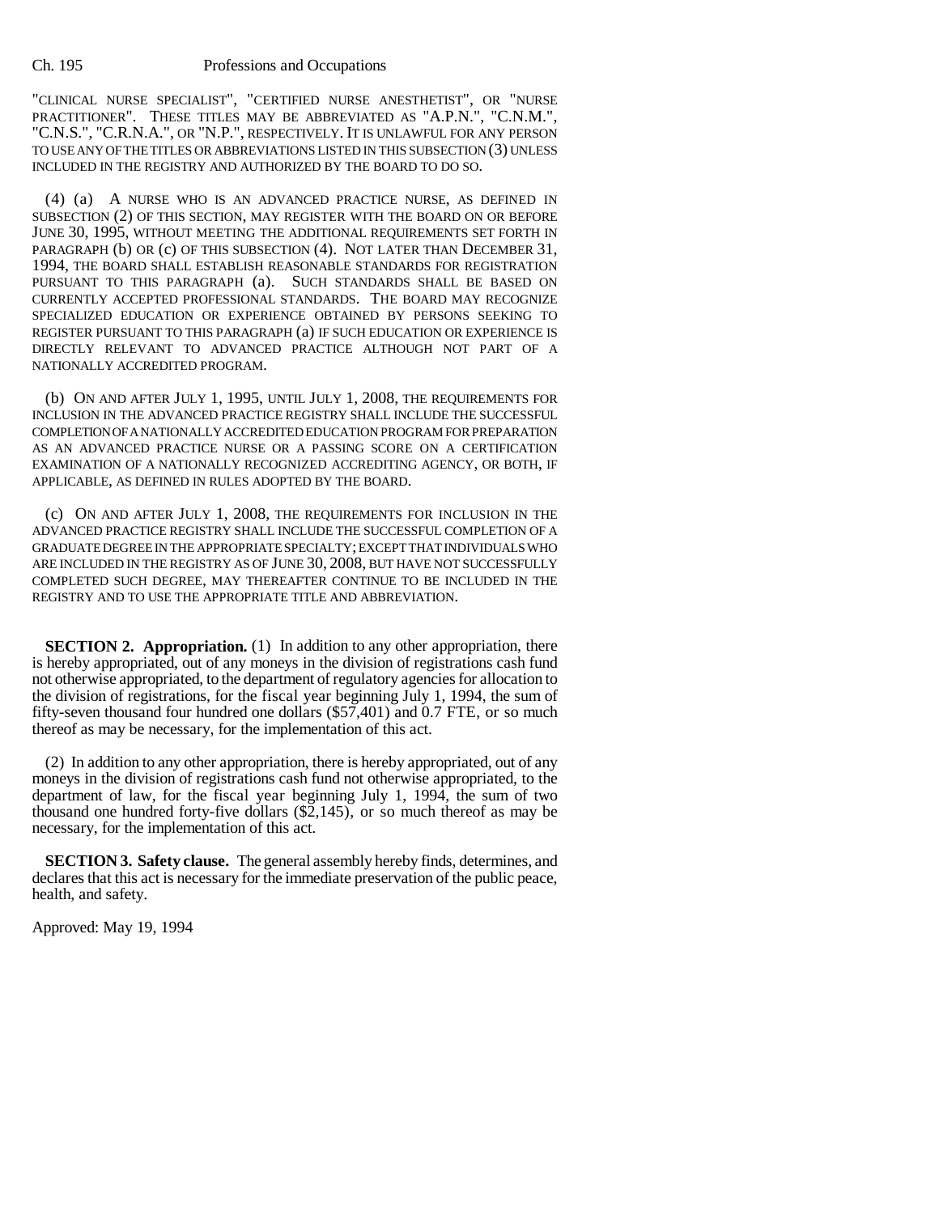"CLINICAL NURSE SPECIALIST", "CERTIFIED NURSE ANESTHETIST", OR "NURSE PRACTITIONER". THESE TITLES MAY BE ABBREVIATED AS "A.P.N.", "C.N.M.", "C.N.S.", "C.R.N.A.", OR "N.P.", RESPECTIVELY. IT IS UNLAWFUL FOR ANY PERSON TO USE ANY OF THE TITLES OR ABBREVIATIONS LISTED IN THIS SUBSECTION (3) UNLESS INCLUDED IN THE REGISTRY AND AUTHORIZED BY THE BOARD TO DO SO.

(4) (a) A NURSE WHO IS AN ADVANCED PRACTICE NURSE, AS DEFINED IN SUBSECTION (2) OF THIS SECTION, MAY REGISTER WITH THE BOARD ON OR BEFORE JUNE 30, 1995, WITHOUT MEETING THE ADDITIONAL REQUIREMENTS SET FORTH IN PARAGRAPH (b) OR (c) OF THIS SUBSECTION (4). NOT LATER THAN DECEMBER 31, 1994, THE BOARD SHALL ESTABLISH REASONABLE STANDARDS FOR REGISTRATION PURSUANT TO THIS PARAGRAPH (a). SUCH STANDARDS SHALL BE BASED ON CURRENTLY ACCEPTED PROFESSIONAL STANDARDS. THE BOARD MAY RECOGNIZE SPECIALIZED EDUCATION OR EXPERIENCE OBTAINED BY PERSONS SEEKING TO REGISTER PURSUANT TO THIS PARAGRAPH (a) IF SUCH EDUCATION OR EXPERIENCE IS DIRECTLY RELEVANT TO ADVANCED PRACTICE ALTHOUGH NOT PART OF A NATIONALLY ACCREDITED PROGRAM.

(b) ON AND AFTER JULY 1, 1995, UNTIL JULY 1, 2008, THE REQUIREMENTS FOR INCLUSION IN THE ADVANCED PRACTICE REGISTRY SHALL INCLUDE THE SUCCESSFUL COMPLETION OF A NATIONALLY ACCREDITED EDUCATION PROGRAM FOR PREPARATION AS AN ADVANCED PRACTICE NURSE OR A PASSING SCORE ON A CERTIFICATION EXAMINATION OF A NATIONALLY RECOGNIZED ACCREDITING AGENCY, OR BOTH, IF APPLICABLE, AS DEFINED IN RULES ADOPTED BY THE BOARD.

(c) ON AND AFTER JULY 1, 2008, THE REQUIREMENTS FOR INCLUSION IN THE ADVANCED PRACTICE REGISTRY SHALL INCLUDE THE SUCCESSFUL COMPLETION OF A GRADUATE DEGREE IN THE APPROPRIATE SPECIALTY; EXCEPT THAT INDIVIDUALS WHO ARE INCLUDED IN THE REGISTRY AS OF JUNE 30, 2008, BUT HAVE NOT SUCCESSFULLY COMPLETED SUCH DEGREE, MAY THEREAFTER CONTINUE TO BE INCLUDED IN THE REGISTRY AND TO USE THE APPROPRIATE TITLE AND ABBREVIATION.

**SECTION 2. Appropriation.** (1) In addition to any other appropriation, there is hereby appropriated, out of any moneys in the division of registrations cash fund not otherwise appropriated, to the department of regulatory agencies for allocation to the division of registrations, for the fiscal year beginning July 1, 1994, the sum of fifty-seven thousand four hundred one dollars ($57,401) and 0.7 FTE, or so much thereof as may be necessary, for the implementation of this act.

(2) In addition to any other appropriation, there is hereby appropriated, out of any moneys in the division of registrations cash fund not otherwise appropriated, to the department of law, for the fiscal year beginning July 1, 1994, the sum of two thousand one hundred forty-five dollars ($2,145), or so much thereof as may be necessary, for the implementation of this act.

**SECTION 3. Safety clause.** The general assembly hereby finds, determines, and declares that this act is necessary for the immediate preservation of the public peace, health, and safety.

Approved: May 19, 1994